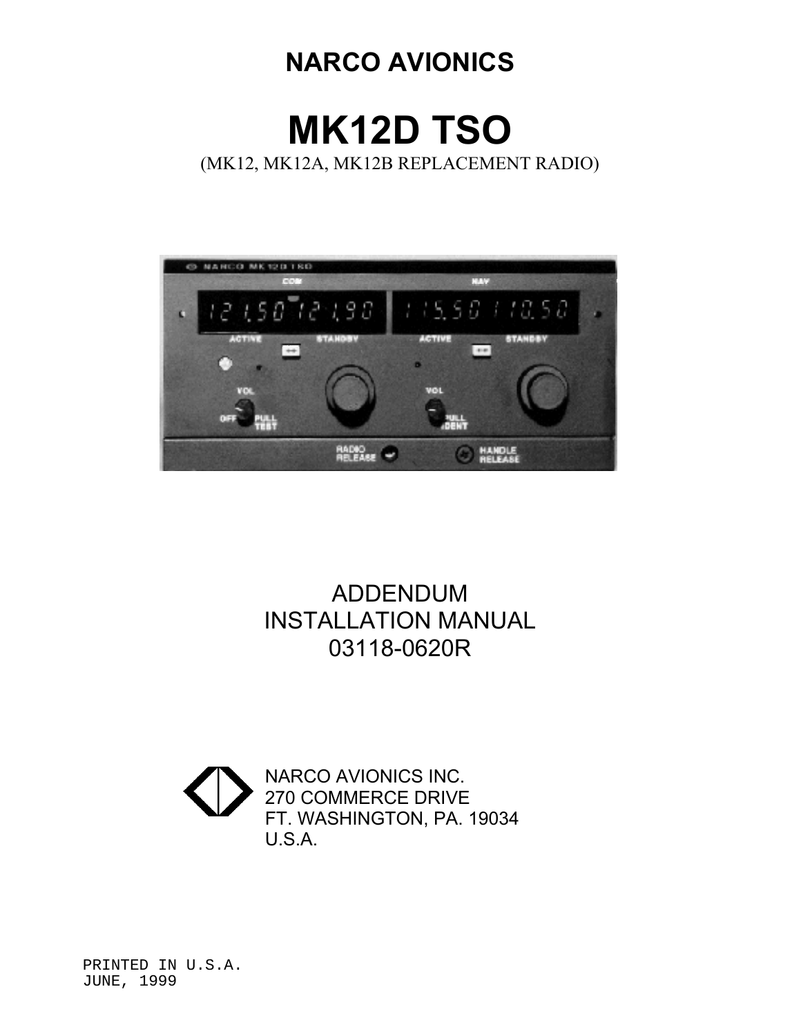# NARCO AVIONICS

# MK12D TSO

(MK12, MK12A, MK12B REPLACEMENT RADIO)

ADDENDUM
INSTALLATION MANUAL
03118-0620R

NARCO AVIONICS INC.
270 COMMERCE DRIVE
FT. WASHINGTON, PA. 19034
U.S.A.

PRINTED IN U.S.A.
JUNE, 1999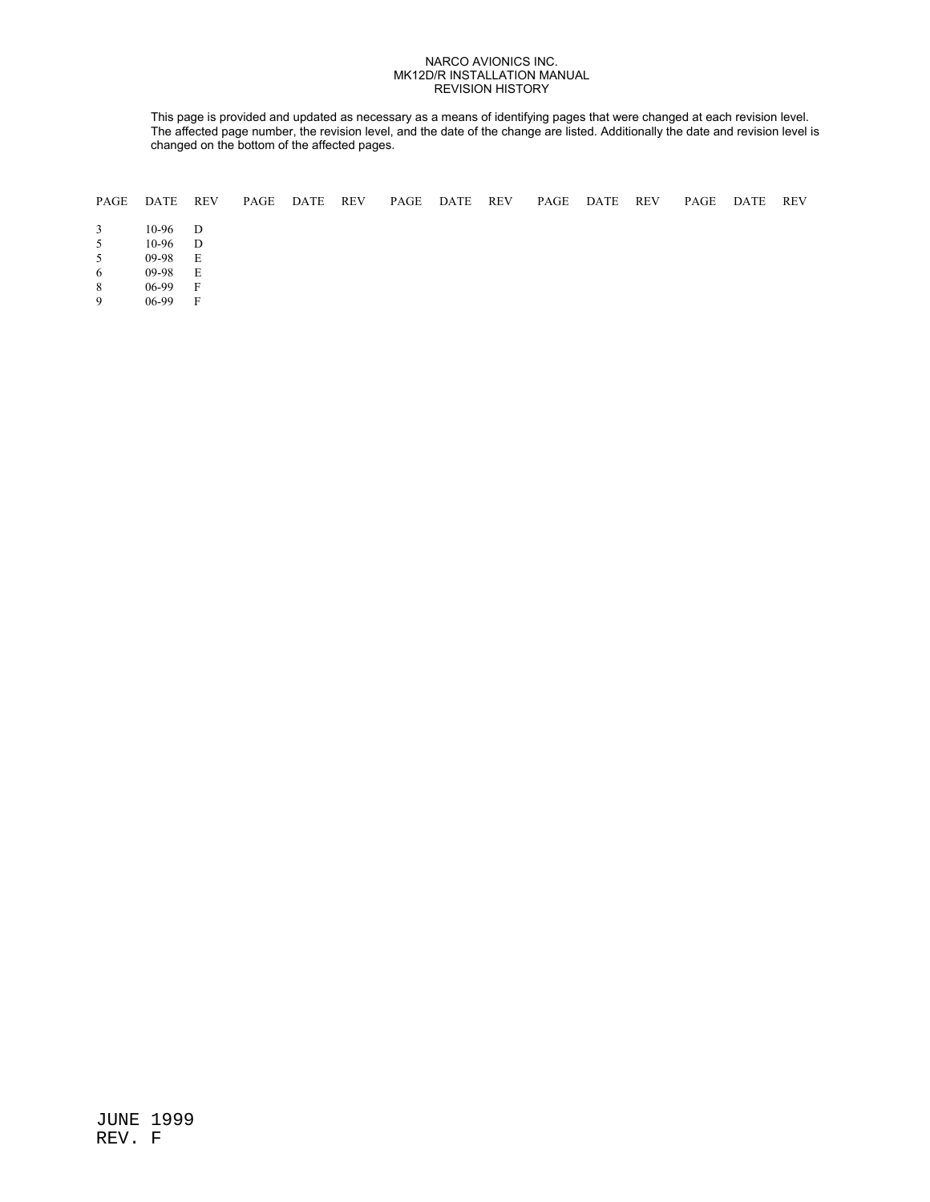NARCO AVIONICS INC.
MK12D/R INSTALLATION MANUAL
REVISION HISTORY

This page is provided and updated as necessary as a means of identifying pages that were changed at each revision level. The affected page number, the revision level, and the date of the change are listed. Additionally the date and revision level is changed on the bottom of the affected pages.

| PAGE | DATE | REV | PAGE | DATE | REV | PAGE | DATE | REV | PAGE | DATE | REV | PAGE | DATE | REV |
|---|---|---|---|---|---|---|---|---|---|---|---|---|---|---|
| 3 | 10-96 | D | | | | | | | | | | | | |
| 5 | 10-96 | D | | | | | | | | | | | | |
| 5 | 09-98 | E | | | | | | | | | | | | |
| 6 | 09-98 | E | | | | | | | | | | | | |
| 8 | 06-99 | F | | | | | | | | | | | | |
| 9 | 06-99 | F | | | | | | | | | | | | |

JUNE 1999
REV. F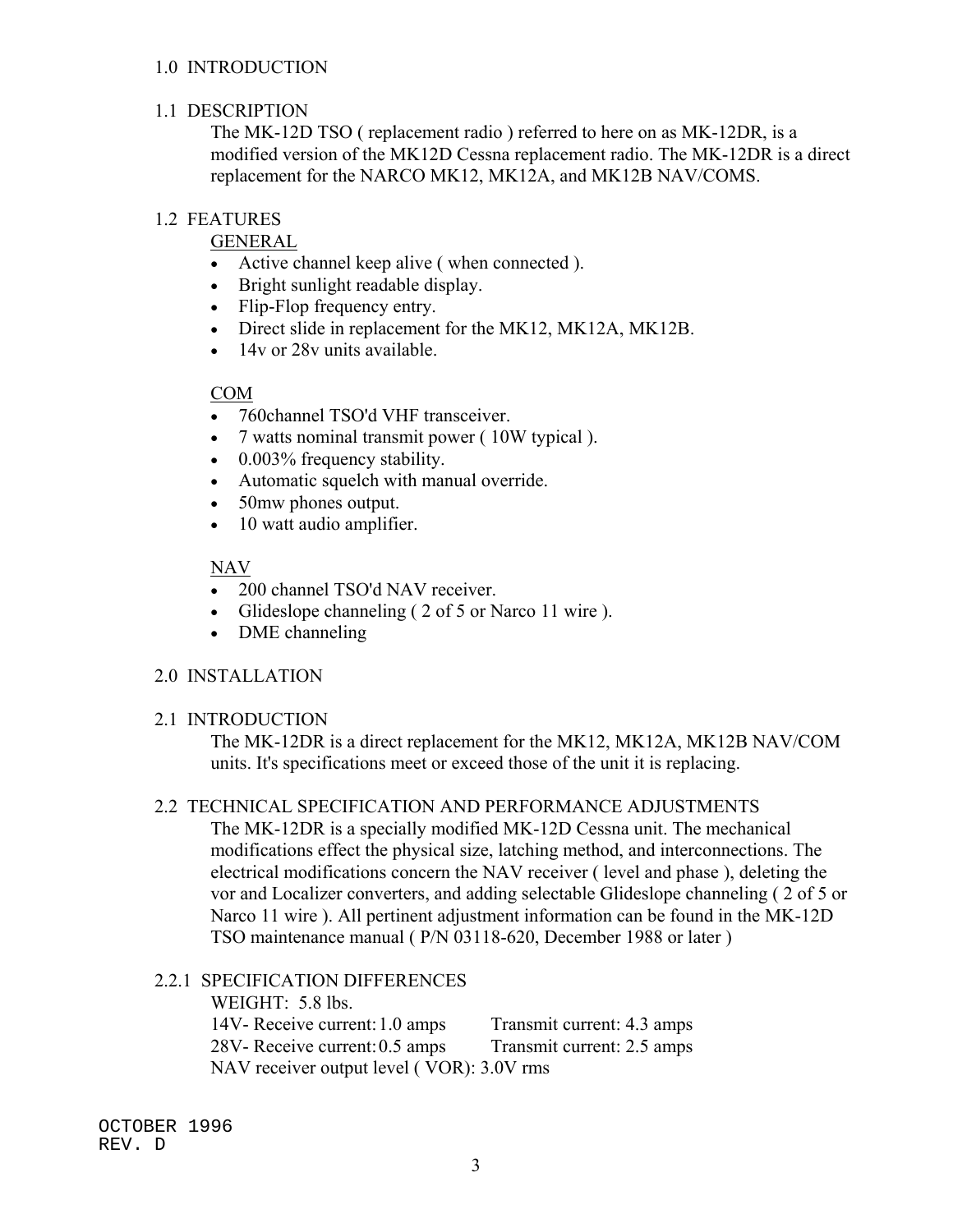# 1.0 INTRODUCTION

## 1.1 DESCRIPTION

The MK-12D TSO ( replacement radio ) referred to here on as MK-12DR, is a modified version of the MK12D Cessna replacement radio. The MK-12DR is a direct replacement for the NARCO MK12, MK12A, and MK12B NAV/COMS.

## 1.2 FEATURES

GENERAL

- Active channel keep alive ( when connected ).
- Bright sunlight readable display.
- Flip-Flop frequency entry.
- Direct slide in replacement for the MK12, MK12A, MK12B.
- 14v or 28v units available.

COM

- 760channel TSO'd VHF transceiver.
- 7 watts nominal transmit power ( 10W typical ).
- 0.003% frequency stability.
- Automatic squelch with manual override.
- 50mw phones output.
- 10 watt audio amplifier.

NAV

- 200 channel TSO'd NAV receiver.
- Glideslope channeling ( 2 of 5 or Narco 11 wire ).
- DME channeling

# 2.0 INSTALLATION

## 2.1 INTRODUCTION

The MK-12DR is a direct replacement for the MK12, MK12A, MK12B NAV/COM units. It's specifications meet or exceed those of the unit it is replacing.

## 2.2 TECHNICAL SPECIFICATION AND PERFORMANCE ADJUSTMENTS

The MK-12DR is a specially modified MK-12D Cessna unit. The mechanical modifications effect the physical size, latching method, and interconnections. The electrical modifications concern the NAV receiver ( level and phase ), deleting the vor and Localizer converters, and adding selectable Glideslope channeling ( 2 of 5 or Narco 11 wire ). All pertinent adjustment information can be found in the MK-12D TSO maintenance manual ( P/N 03118-620, December 1988 or later )

### 2.2.1 SPECIFICATION DIFFERENCES

WEIGHT: 5.8 lbs.

14V- Receive current: 1.0 amps    Transmit current: 4.3 amps

28V- Receive current: 0.5 amps    Transmit current: 2.5 amps

NAV receiver output level ( VOR): 3.0V rms

OCTOBER 1996
REV. D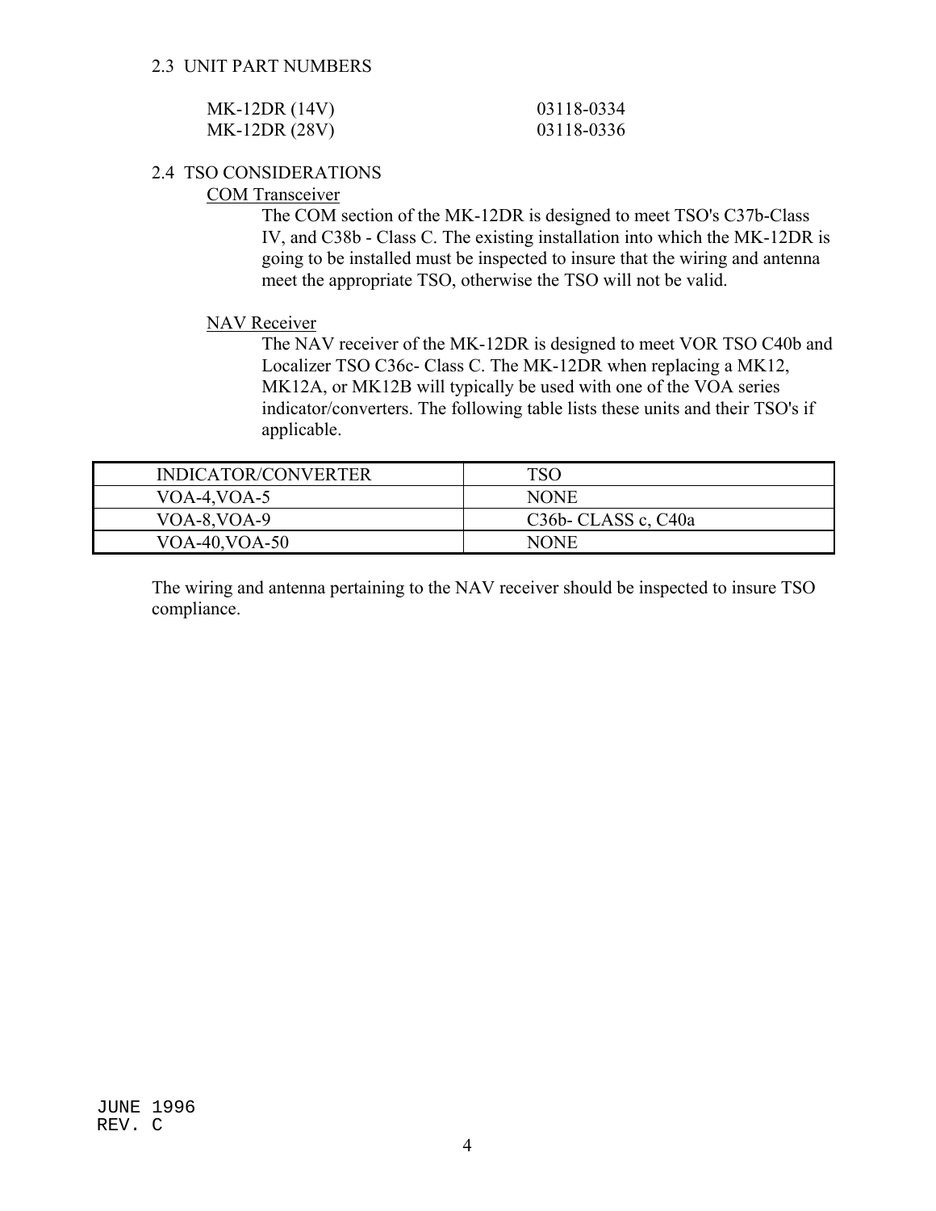## 2.3 UNIT PART NUMBERS

| | |
|---|---|
| MK-12DR (14V) | 03118-0334 |
| MK-12DR (28V) | 03118-0336 |

## 2.4 TSO CONSIDERATIONS

COM Transceiver

The COM section of the MK-12DR is designed to meet TSO's C37b-Class IV, and C38b - Class C. The existing installation into which the MK-12DR is going to be installed must be inspected to insure that the wiring and antenna meet the appropriate TSO, otherwise the TSO will not be valid.

NAV Receiver

The NAV receiver of the MK-12DR is designed to meet VOR TSO C40b and Localizer TSO C36c- Class C. The MK-12DR when replacing a MK12, MK12A, or MK12B will typically be used with one of the VOA series indicator/converters. The following table lists these units and their TSO's if applicable.

| INDICATOR/CONVERTER | TSO |
|---|---|
| VOA-4,VOA-5 | NONE |
| VOA-8,VOA-9 | C36b- CLASS c, C40a |
| VOA-40,VOA-50 | NONE |

The wiring and antenna pertaining to the NAV receiver should be inspected to insure TSO compliance.

JUNE 1996
REV. C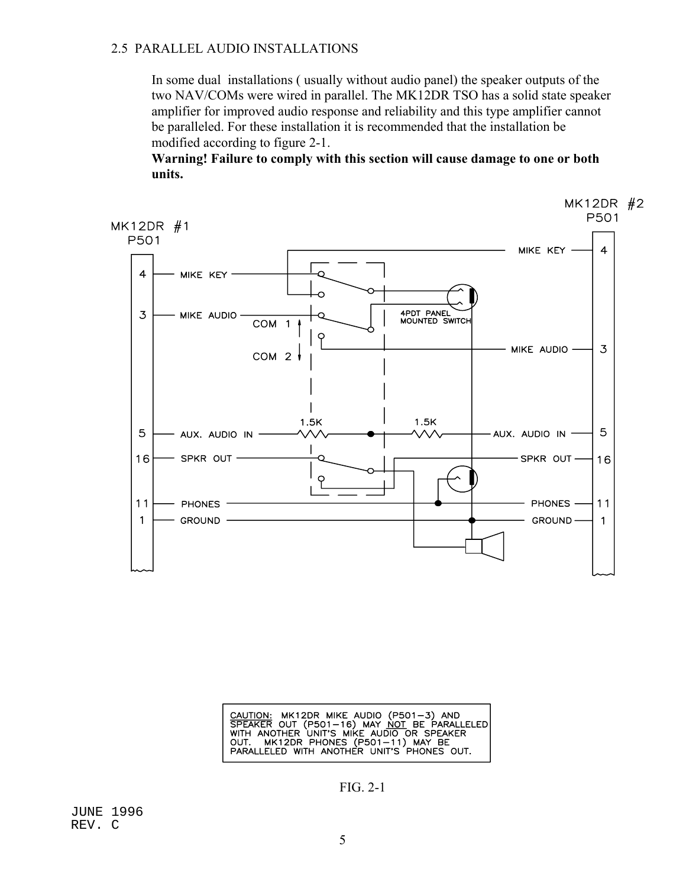## 2.5 PARALLEL AUDIO INSTALLATIONS

In some dual installations ( usually without audio panel) the speaker outputs of the two NAV/COMs were wired in parallel. The MK12DR TSO has a solid state speaker amplifier for improved audio response and reliability and this type amplifier cannot be paralleled. For these installation it is recommended that the installation be modified according to figure 2-1.

**Warning! Failure to comply with this section will cause damage to one or both units.**

MK12DR #1
P501

MK12DR #2
P501

4 MIKE KEY
3 MIKE AUDIO
COM 1
COM 2
4PDT PANEL MOUNTED SWITCH
5 AUX. AUDIO IN
1.5K
1.5K
16 SPKR OUT
11 PHONES
1 GROUND

MIKE KEY 4
MIKE AUDIO 3
AUX. AUDIO IN 5
SPKR OUT 16
PHONES 11
GROUND 1

CAUTION: MK12DR MIKE AUDIO (P501–3) AND SPEAKER OUT (P501–16) MAY NOT BE PARALLELED WITH ANOTHER UNIT'S MIKE AUDIO OR SPEAKER OUT. MK12DR PHONES (P501–11) MAY BE PARALLELED WITH ANOTHER UNIT'S PHONES OUT.

FIG. 2-1

JUNE 1996
REV. C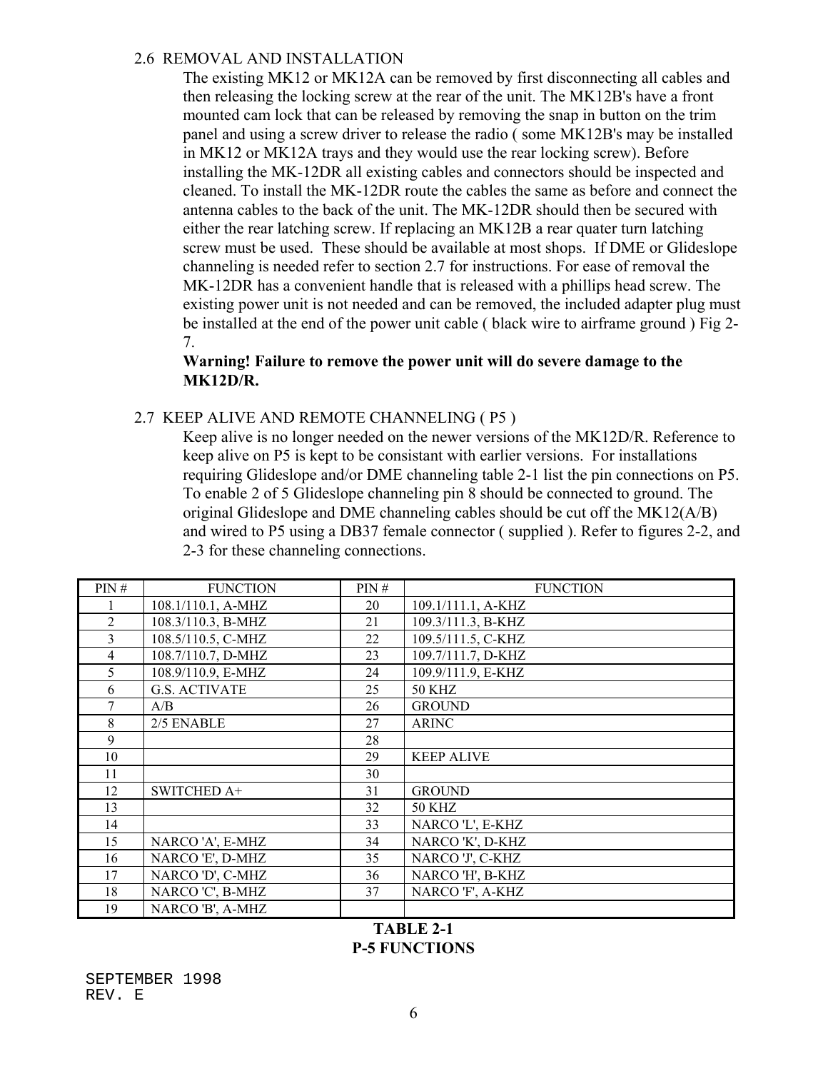## 2.6 REMOVAL AND INSTALLATION

The existing MK12 or MK12A can be removed by first disconnecting all cables and then releasing the locking screw at the rear of the unit. The MK12B's have a front mounted cam lock that can be released by removing the snap in button on the trim panel and using a screw driver to release the radio ( some MK12B's may be installed in MK12 or MK12A trays and they would use the rear locking screw). Before installing the MK-12DR all existing cables and connectors should be inspected and cleaned. To install the MK-12DR route the cables the same as before and connect the antenna cables to the back of the unit. The MK-12DR should then be secured with either the rear latching screw. If replacing an MK12B a rear quater turn latching screw must be used. These should be available at most shops. If DME or Glideslope channeling is needed refer to section 2.7 for instructions. For ease of removal the MK-12DR has a convenient handle that is released with a phillips head screw. The existing power unit is not needed and can be removed, the included adapter plug must be installed at the end of the power unit cable ( black wire to airframe ground ) Fig 2-7.

**Warning! Failure to remove the power unit will do severe damage to the MK12D/R.**

## 2.7 KEEP ALIVE AND REMOTE CHANNELING ( P5 )

Keep alive is no longer needed on the newer versions of the MK12D/R. Reference to keep alive on P5 is kept to be consistant with earlier versions. For installations requiring Glideslope and/or DME channeling table 2-1 list the pin connections on P5. To enable 2 of 5 Glideslope channeling pin 8 should be connected to ground. The original Glideslope and DME channeling cables should be cut off the MK12(A/B) and wired to P5 using a DB37 female connector ( supplied ). Refer to figures 2-2, and 2-3 for these channeling connections.

| PIN # | FUNCTION | PIN # | FUNCTION |
|---|---|---|---|
| 1 | 108.1/110.1, A-MHZ | 20 | 109.1/111.1, A-KHZ |
| 2 | 108.3/110.3, B-MHZ | 21 | 109.3/111.3, B-KHZ |
| 3 | 108.5/110.5, C-MHZ | 22 | 109.5/111.5, C-KHZ |
| 4 | 108.7/110.7, D-MHZ | 23 | 109.7/111.7, D-KHZ |
| 5 | 108.9/110.9, E-MHZ | 24 | 109.9/111.9, E-KHZ |
| 6 | G.S. ACTIVATE | 25 | 50 KHZ |
| 7 | A/B | 26 | GROUND |
| 8 | 2/5 ENABLE | 27 | ARINC |
| 9 | | 28 | |
| 10 | | 29 | KEEP ALIVE |
| 11 | | 30 | |
| 12 | SWITCHED A+ | 31 | GROUND |
| 13 | | 32 | 50 KHZ |
| 14 | | 33 | NARCO 'L', E-KHZ |
| 15 | NARCO 'A', E-MHZ | 34 | NARCO 'K', D-KHZ |
| 16 | NARCO 'E', D-MHZ | 35 | NARCO 'J', C-KHZ |
| 17 | NARCO 'D', C-MHZ | 36 | NARCO 'H', B-KHZ |
| 18 | NARCO 'C', B-MHZ | 37 | NARCO 'F', A-KHZ |
| 19 | NARCO 'B', A-MHZ | | |

**TABLE 2-1**
**P-5 FUNCTIONS**

SEPTEMBER 1998
REV. E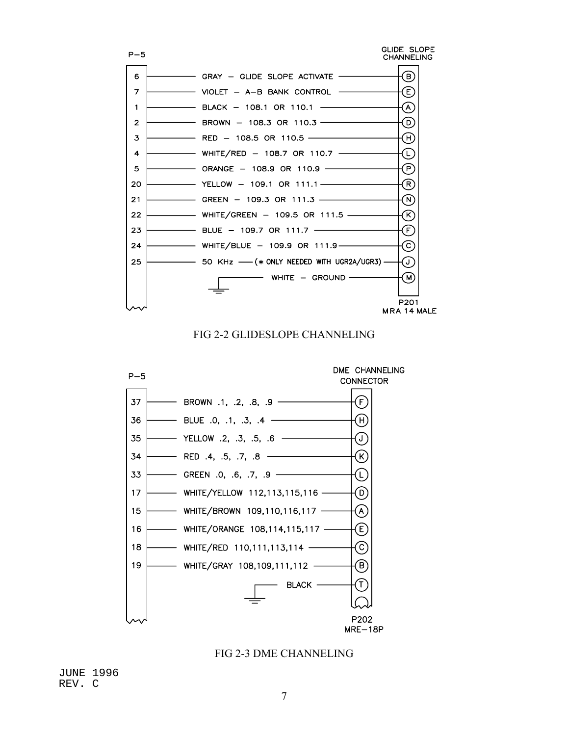P-5

GLIDE SLOPE CHANNELING

6 — GRAY – GLIDE SLOPE ACTIVATE — B

7 — VIOLET – A-B BANK CONTROL — E

1 — BLACK – 108.1 OR 110.1 — A

2 — BROWN – 108.3 OR 110.3 — D

3 — RED – 108.5 OR 110.5 — H

4 — WHITE/RED – 108.7 OR 110.7 — L

5 — ORANGE – 108.9 OR 110.9 — P

20 — YELLOW – 109.1 OR 111.1 — R

21 — GREEN – 109.3 OR 111.3 — N

22 — WHITE/GREEN – 109.5 OR 111.5 — K

23 — BLUE – 109.7 OR 111.7 — F

24 — WHITE/BLUE – 109.9 OR 111.9 — C

25 — 50 KHz — (* ONLY NEEDED WITH UGR2A/UGR3) — J

WHITE – GROUND — M

P201
MRA 14 MALE

FIG 2-2 GLIDESLOPE CHANNELING

P-5

DME CHANNELING CONNECTOR

37 — BROWN .1, .2, .8, .9 — F

36 — BLUE .0, .1, .3, .4 — H

35 — YELLOW .2, .3, .5, .6 — J

34 — RED .4, .5, .7, .8 — K

33 — GREEN .0, .6, .7, .9 — L

17 — WHITE/YELLOW 112,113,115,116 — D

15 — WHITE/BROWN 109,110,116,117 — A

16 — WHITE/ORANGE 108,114,115,117 — E

18 — WHITE/RED 110,111,113,114 — C

19 — WHITE/GRAY 108,109,111,112 — B

BLACK — T

P202
MRE-18P

FIG 2-3 DME CHANNELING

JUNE 1996
REV. C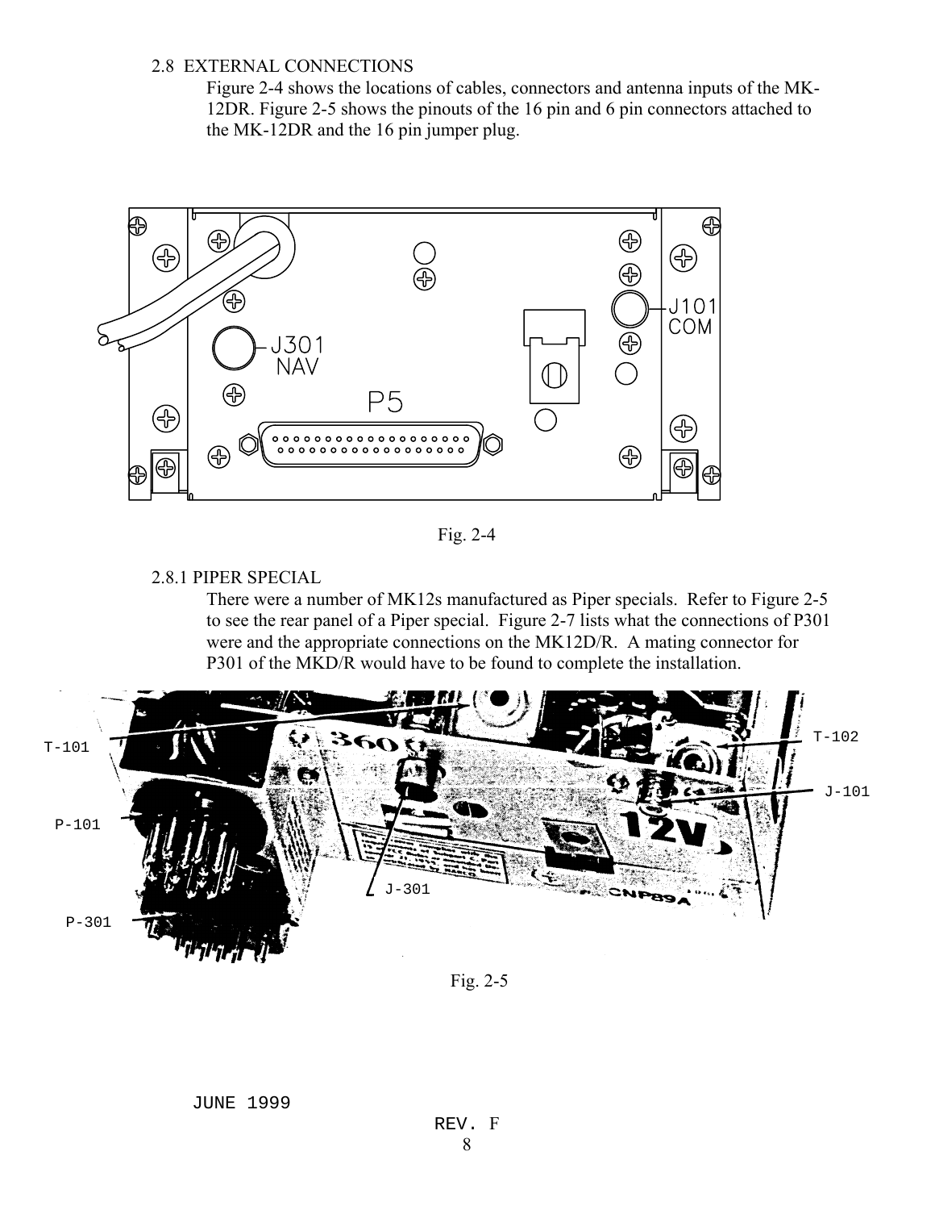## 2.8 EXTERNAL CONNECTIONS

Figure 2-4 shows the locations of cables, connectors and antenna inputs of the MK-12DR. Figure 2-5 shows the pinouts of the 16 pin and 6 pin connectors attached to the MK-12DR and the 16 pin jumper plug.

J301
NAV
P5
J101
COM

Fig. 2-4

### 2.8.1 PIPER SPECIAL

There were a number of MK12s manufactured as Piper specials. Refer to Figure 2-5 to see the rear panel of a Piper special. Figure 2-7 lists what the connections of P301 were and the appropriate connections on the MK12D/R. A mating connector for P301 of the MKD/R would have to be found to complete the installation.

T-101
P-101
P-301
J-301
T-102
J-101

Fig. 2-5

JUNE 1999

REV. F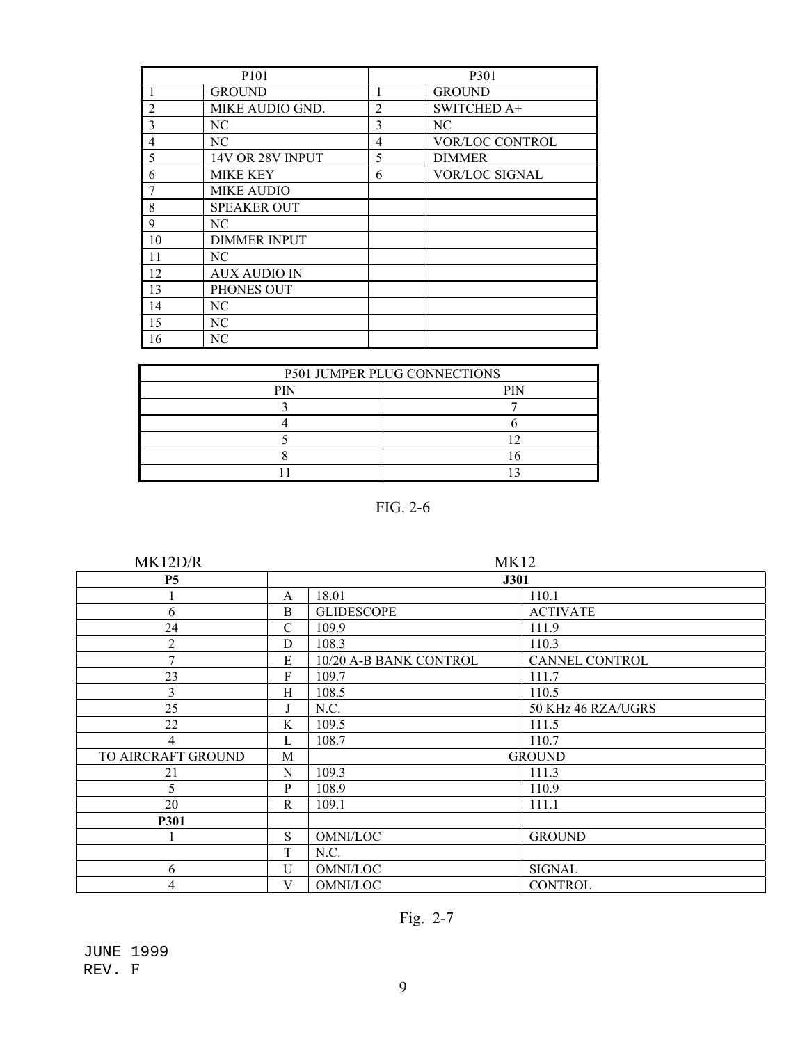| P101 | | P301 | |
|---|---|---|---|
| 1 | GROUND | 1 | GROUND |
| 2 | MIKE AUDIO GND. | 2 | SWITCHED A+ |
| 3 | NC | 3 | NC |
| 4 | NC | 4 | VOR/LOC CONTROL |
| 5 | 14V OR 28V INPUT | 5 | DIMMER |
| 6 | MIKE KEY | 6 | VOR/LOC SIGNAL |
| 7 | MIKE AUDIO | | |
| 8 | SPEAKER OUT | | |
| 9 | NC | | |
| 10 | DIMMER INPUT | | |
| 11 | NC | | |
| 12 | AUX AUDIO IN | | |
| 13 | PHONES OUT | | |
| 14 | NC | | |
| 15 | NC | | |
| 16 | NC | | |

| P501 JUMPER PLUG CONNECTIONS | |
|---|---|
| PIN | PIN |
| 3 | 7 |
| 4 | 6 |
| 5 | 12 |
| 8 | 16 |
| 11 | 13 |

FIG. 2-6

| MK12D/R | MK12 | | |
|---|---|---|---|
| **P5** | **J301** | | |
| 1 | A | 18.01 | 110.1 |
| 6 | B | GLIDESCOPE | ACTIVATE |
| 24 | C | 109.9 | 111.9 |
| 2 | D | 108.3 | 110.3 |
| 7 | E | 10/20 A-B BANK CONTROL | CANNEL CONTROL |
| 23 | F | 109.7 | 111.7 |
| 3 | H | 108.5 | 110.5 |
| 25 | J | N.C. | 50 KHz 46 RZA/UGRS |
| 22 | K | 109.5 | 111.5 |
| 4 | L | 108.7 | 110.7 |
| TO AIRCRAFT GROUND | M | GROUND | |
| 21 | N | 109.3 | 111.3 |
| 5 | P | 108.9 | 110.9 |
| 20 | R | 109.1 | 111.1 |
| **P301** | | | |
| 1 | S | OMNI/LOC | GROUND |
| | T | N.C. | |
| 6 | U | OMNI/LOC | SIGNAL |
| 4 | V | OMNI/LOC | CONTROL |

Fig. 2-7

JUNE 1999
REV. F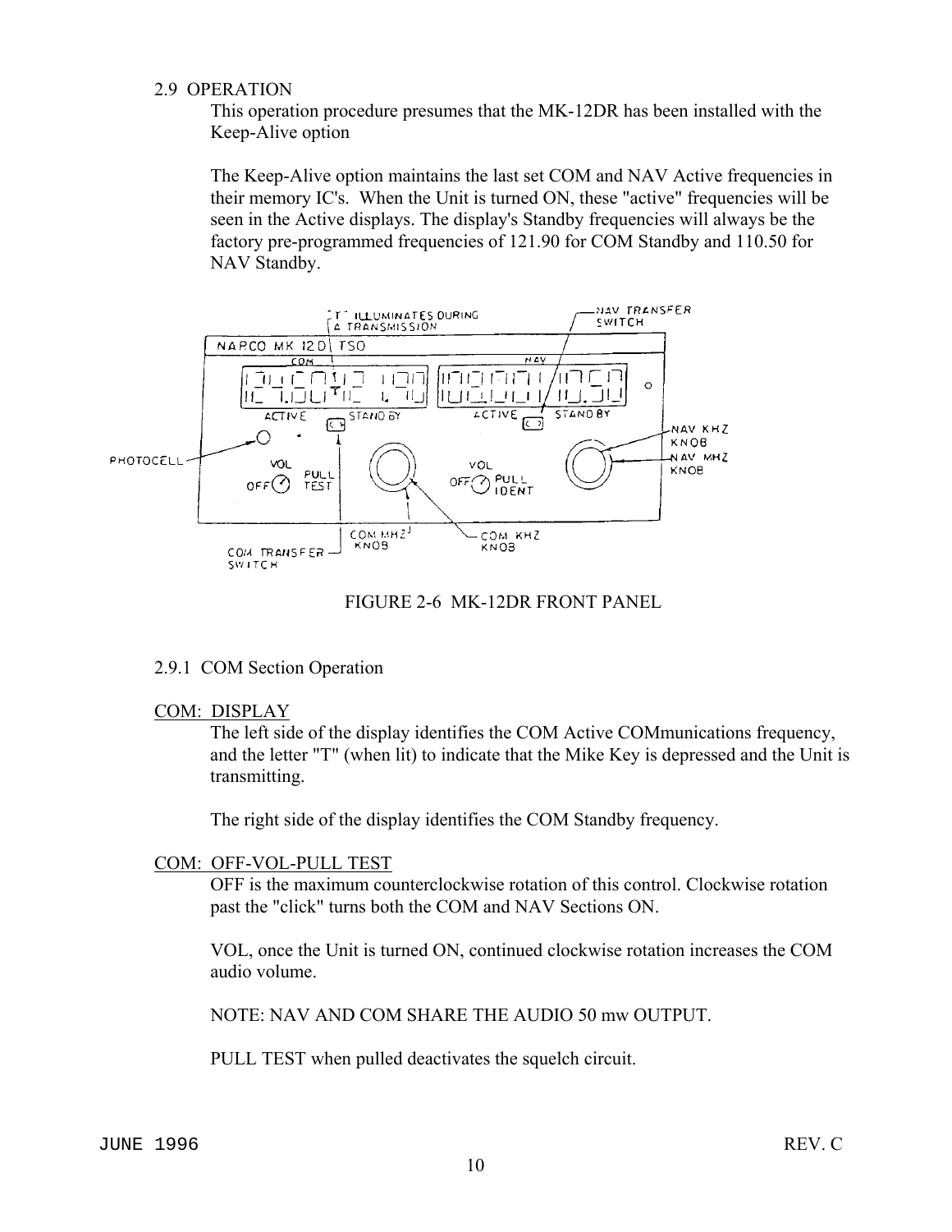## 2.9 OPERATION

This operation procedure presumes that the MK-12DR has been installed with the Keep-Alive option

The Keep-Alive option maintains the last set COM and NAV Active frequencies in their memory IC's. When the Unit is turned ON, these "active" frequencies will be seen in the Active displays. The display's Standby frequencies will always be the factory pre-programmed frequencies of 121.90 for COM Standby and 110.50 for NAV Standby.

"T" ILLUMINATES DURING A TRANSMISSION

NAV TRANSFER SWITCH

NARCO MK 12D TSO

COM

NAV

ACTIVE

STAND BY

ACTIVE

STAND BY

NAV KHZ KNOB

NAV MHZ KNOB

PHOTOCELL

VOL

OFF

PULL TEST

VOL

OFF

PULL IDENT

COM MHZ KNOB

COM KHZ KNOB

COM TRANSFER SWITCH

FIGURE 2-6 MK-12DR FRONT PANEL

### 2.9.1 COM Section Operation

COM: DISPLAY

The left side of the display identifies the COM Active COMmunications frequency, and the letter "T" (when lit) to indicate that the Mike Key is depressed and the Unit is transmitting.

The right side of the display identifies the COM Standby frequency.

COM: OFF-VOL-PULL TEST

OFF is the maximum counterclockwise rotation of this control. Clockwise rotation past the "click" turns both the COM and NAV Sections ON.

VOL, once the Unit is turned ON, continued clockwise rotation increases the COM audio volume.

NOTE: NAV AND COM SHARE THE AUDIO 50 mw OUTPUT.

PULL TEST when pulled deactivates the squelch circuit.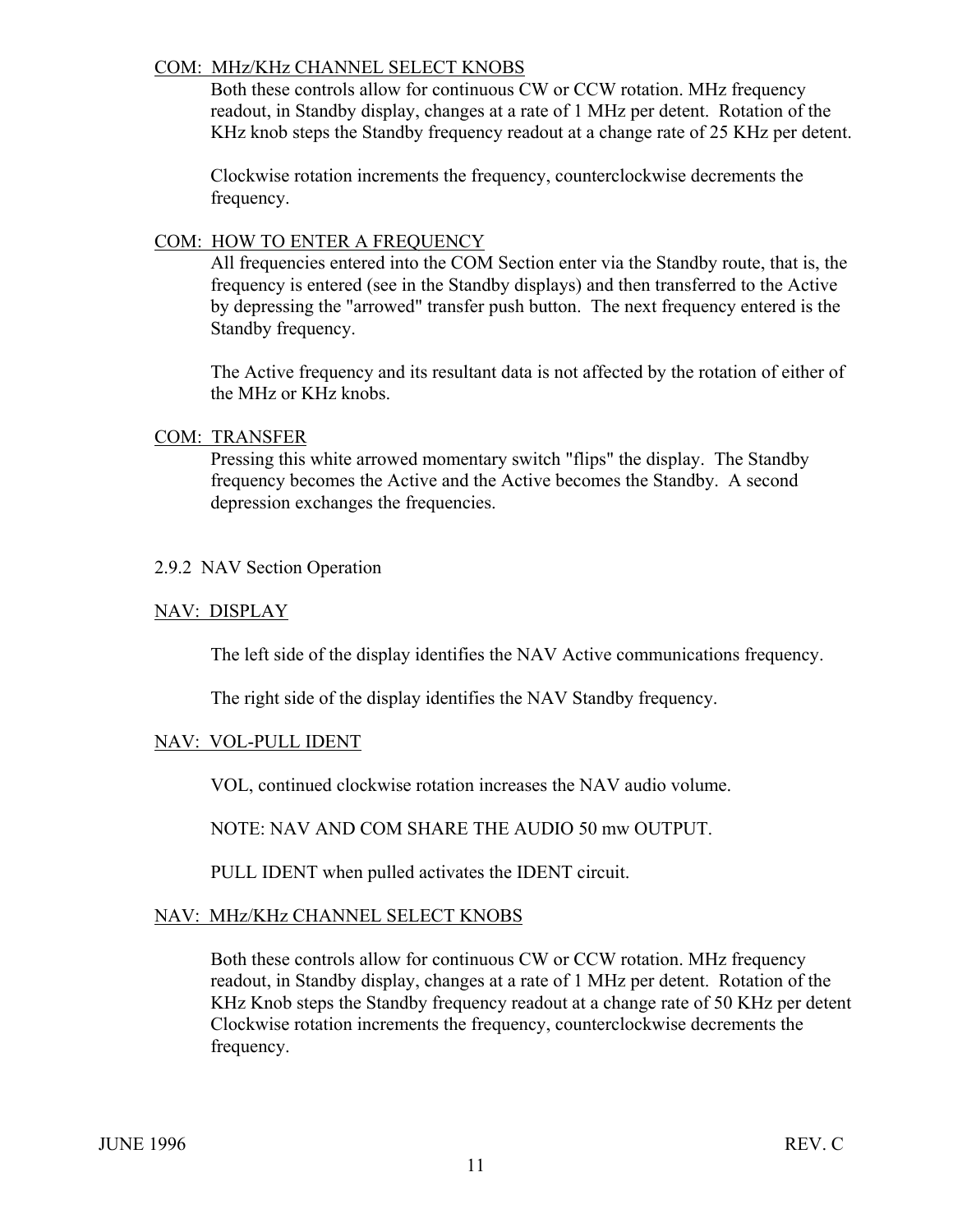COM:  MHz/KHz CHANNEL SELECT KNOBS

Both these controls allow for continuous CW or CCW rotation. MHz frequency readout, in Standby display, changes at a rate of 1 MHz per detent.  Rotation of the KHz knob steps the Standby frequency readout at a change rate of 25 KHz per detent.

Clockwise rotation increments the frequency, counterclockwise decrements the frequency.

COM:  HOW TO ENTER A FREQUENCY

All frequencies entered into the COM Section enter via the Standby route, that is, the frequency is entered (see in the Standby displays) and then transferred to the Active by depressing the "arrowed" transfer push button.  The next frequency entered is the Standby frequency.

The Active frequency and its resultant data is not affected by the rotation of either of the MHz or KHz knobs.

COM:  TRANSFER

Pressing this white arrowed momentary switch "flips" the display.  The Standby frequency becomes the Active and the Active becomes the Standby.  A second depression exchanges the frequencies.

## 2.9.2  NAV Section Operation

NAV:  DISPLAY

The left side of the display identifies the NAV Active communications frequency.

The right side of the display identifies the NAV Standby frequency.

NAV:  VOL-PULL IDENT

VOL, continued clockwise rotation increases the NAV audio volume.

NOTE: NAV AND COM SHARE THE AUDIO 50 mw OUTPUT.

PULL IDENT when pulled activates the IDENT circuit.

NAV:  MHz/KHz CHANNEL SELECT KNOBS

Both these controls allow for continuous CW or CCW rotation. MHz frequency readout, in Standby display, changes at a rate of 1 MHz per detent.  Rotation of the KHz Knob steps the Standby frequency readout at a change rate of 50 KHz per detent Clockwise rotation increments the frequency, counterclockwise decrements the frequency.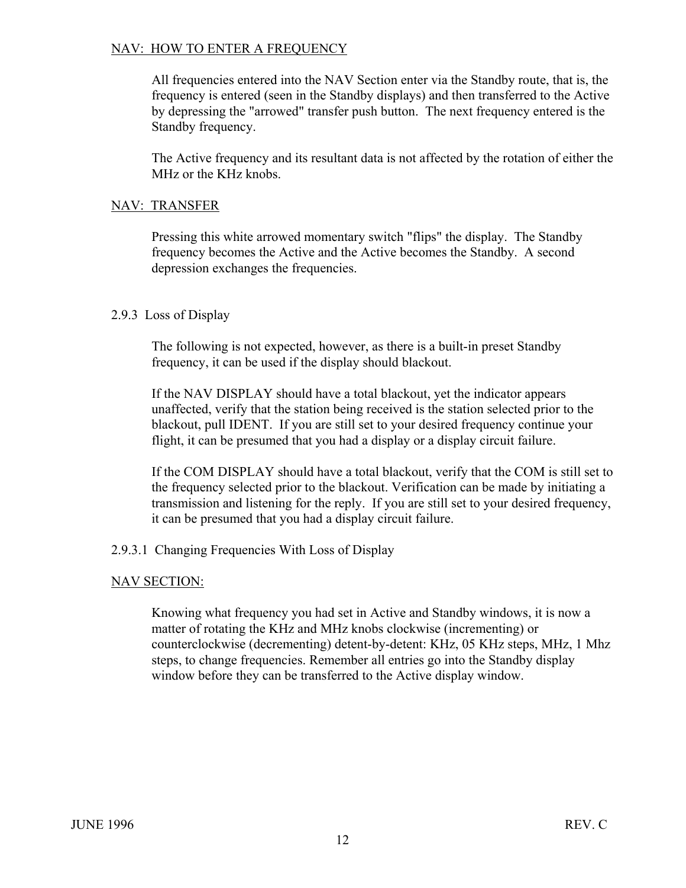NAV:  HOW TO ENTER A FREQUENCY

All frequencies entered into the NAV Section enter via the Standby route, that is, the frequency is entered (seen in the Standby displays) and then transferred to the Active by depressing the "arrowed" transfer push button.  The next frequency entered is the Standby frequency.

The Active frequency and its resultant data is not affected by the rotation of either the MHz or the KHz knobs.

NAV:  TRANSFER

Pressing this white arrowed momentary switch "flips" the display.  The Standby frequency becomes the Active and the Active becomes the Standby.  A second depression exchanges the frequencies.

### 2.9.3  Loss of Display

The following is not expected, however, as there is a built-in preset Standby frequency, it can be used if the display should blackout.

If the NAV DISPLAY should have a total blackout, yet the indicator appears unaffected, verify that the station being received is the station selected prior to the blackout, pull IDENT.  If you are still set to your desired frequency continue your flight, it can be presumed that you had a display or a display circuit failure.

If the COM DISPLAY should have a total blackout, verify that the COM is still set to the frequency selected prior to the blackout. Verification can be made by initiating a transmission and listening for the reply.  If you are still set to your desired frequency, it can be presumed that you had a display circuit failure.

#### 2.9.3.1  Changing Frequencies With Loss of Display

NAV SECTION:

Knowing what frequency you had set in Active and Standby windows, it is now a matter of rotating the KHz and MHz knobs clockwise (incrementing) or counterclockwise (decrementing) detent-by-detent: KHz, 05 KHz steps, MHz, 1 Mhz steps, to change frequencies. Remember all entries go into the Standby display window before they can be transferred to the Active display window.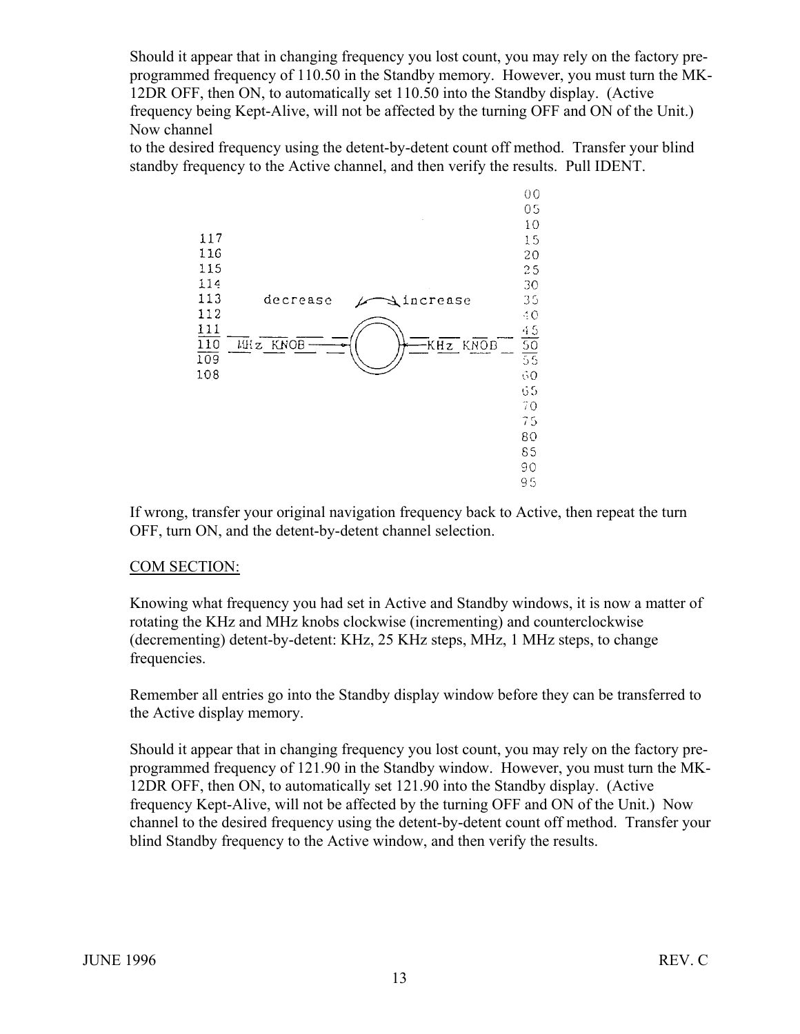Should it appear that in changing frequency you lost count, you may rely on the factory pre-programmed frequency of 110.50 in the Standby memory. However, you must turn the MK-12DR OFF, then ON, to automatically set 110.50 into the Standby display. (Active frequency being Kept-Alive, will not be affected by the turning OFF and ON of the Unit.) Now channel
to the desired frequency using the detent-by-detent count off method. Transfer your blind standby frequency to the Active channel, and then verify the results. Pull IDENT.

117
116
115
114
113
112
111
110
109
108

decrease
increase
MHz KNOB
KHz KNOB

00
05
10
15
20
25
30
35
40
45
50
55
60
65
70
75
80
85
90
95

If wrong, transfer your original navigation frequency back to Active, then repeat the turn OFF, turn ON, and the detent-by-detent channel selection.

COM SECTION:

Knowing what frequency you had set in Active and Standby windows, it is now a matter of rotating the KHz and MHz knobs clockwise (incrementing) and counterclockwise (decrementing) detent-by-detent: KHz, 25 KHz steps, MHz, 1 MHz steps, to change frequencies.

Remember all entries go into the Standby display window before they can be transferred to the Active display memory.

Should it appear that in changing frequency you lost count, you may rely on the factory pre-programmed frequency of 121.90 in the Standby window. However, you must turn the MK-12DR OFF, then ON, to automatically set 121.90 into the Standby display. (Active frequency Kept-Alive, will not be affected by the turning OFF and ON of the Unit.) Now channel to the desired frequency using the detent-by-detent count off method. Transfer your blind Standby frequency to the Active window, and then verify the results.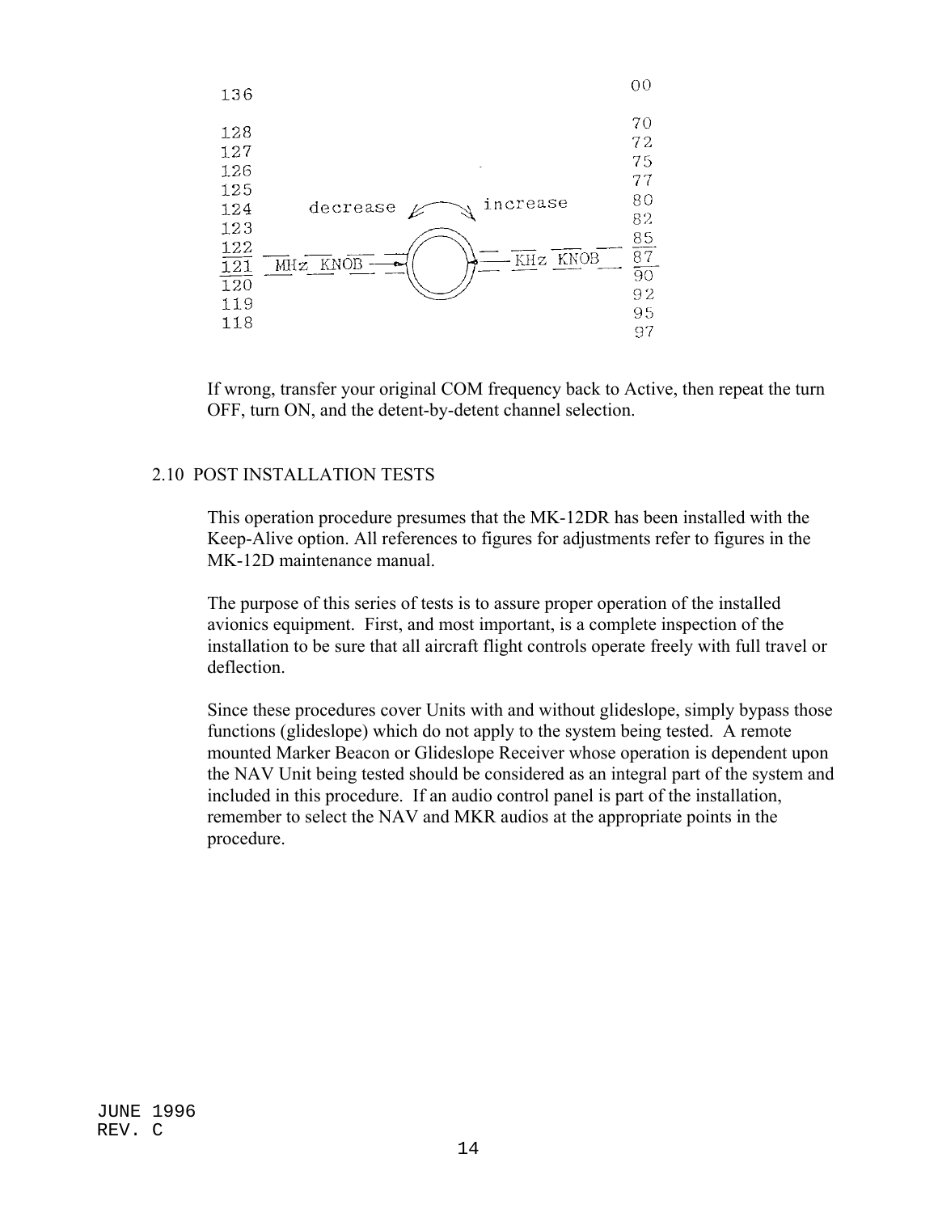136 00

128 70
127 72
126 75
125 77
124 decrease increase 80
123 82
122 85
121 MHz KNOB KHz KNOB 87
120 90
119 92
118 95
97

If wrong, transfer your original COM frequency back to Active, then repeat the turn OFF, turn ON, and the detent-by-detent channel selection.

## 2.10 POST INSTALLATION TESTS

This operation procedure presumes that the MK-12DR has been installed with the Keep-Alive option. All references to figures for adjustments refer to figures in the MK-12D maintenance manual.

The purpose of this series of tests is to assure proper operation of the installed avionics equipment. First, and most important, is a complete inspection of the installation to be sure that all aircraft flight controls operate freely with full travel or deflection.

Since these procedures cover Units with and without glideslope, simply bypass those functions (glideslope) which do not apply to the system being tested. A remote mounted Marker Beacon or Glideslope Receiver whose operation is dependent upon the NAV Unit being tested should be considered as an integral part of the system and included in this procedure. If an audio control panel is part of the installation, remember to select the NAV and MKR audios at the appropriate points in the procedure.

JUNE 1996
REV. C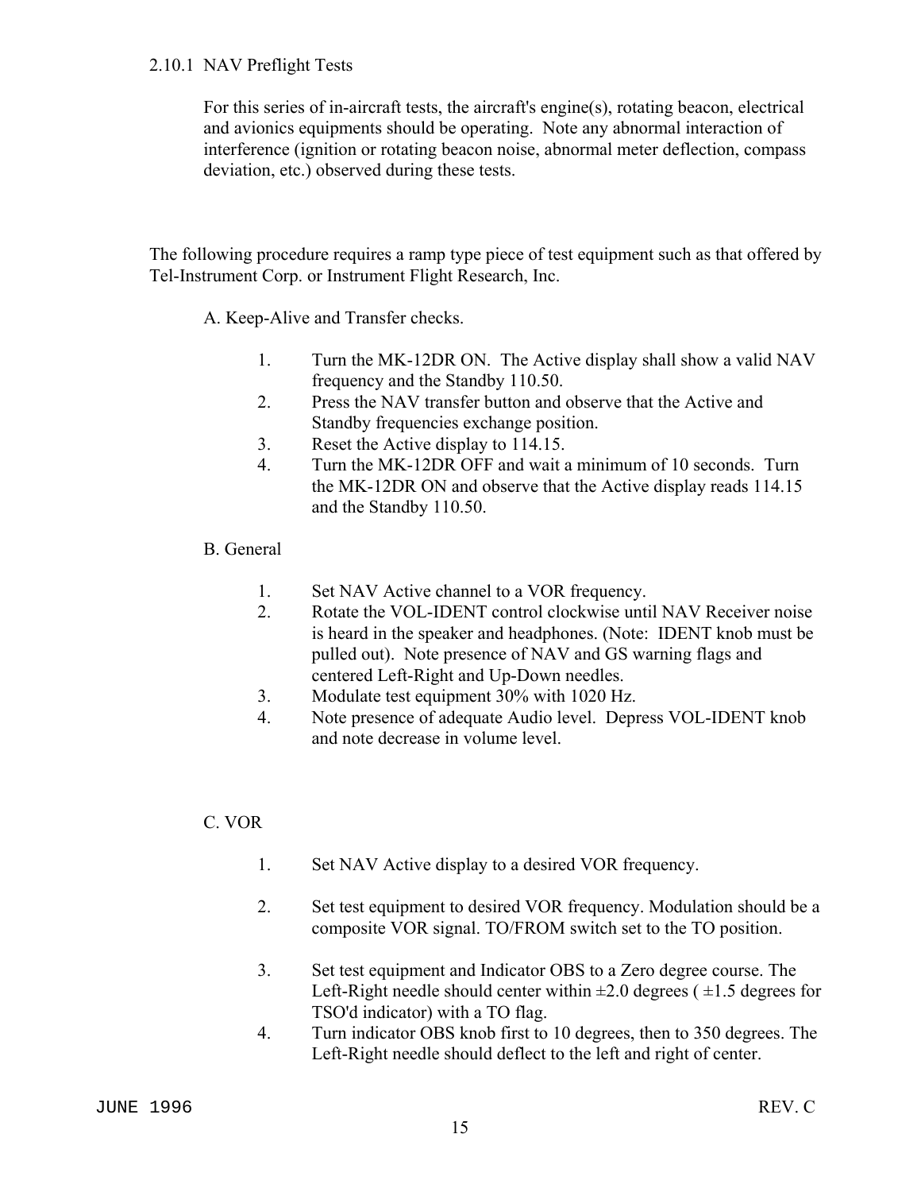### 2.10.1 NAV Preflight Tests

For this series of in-aircraft tests, the aircraft's engine(s), rotating beacon, electrical and avionics equipments should be operating. Note any abnormal interaction of interference (ignition or rotating beacon noise, abnormal meter deflection, compass deviation, etc.) observed during these tests.

The following procedure requires a ramp type piece of test equipment such as that offered by Tel-Instrument Corp. or Instrument Flight Research, Inc.

A. Keep-Alive and Transfer checks.

1. Turn the MK-12DR ON. The Active display shall show a valid NAV frequency and the Standby 110.50.
2. Press the NAV transfer button and observe that the Active and Standby frequencies exchange position.
3. Reset the Active display to 114.15.
4. Turn the MK-12DR OFF and wait a minimum of 10 seconds. Turn the MK-12DR ON and observe that the Active display reads 114.15 and the Standby 110.50.

B. General

1. Set NAV Active channel to a VOR frequency.
2. Rotate the VOL-IDENT control clockwise until NAV Receiver noise is heard in the speaker and headphones. (Note: IDENT knob must be pulled out). Note presence of NAV and GS warning flags and centered Left-Right and Up-Down needles.
3. Modulate test equipment 30% with 1020 Hz.
4. Note presence of adequate Audio level. Depress VOL-IDENT knob and note decrease in volume level.

C. VOR

1. Set NAV Active display to a desired VOR frequency.

2. Set test equipment to desired VOR frequency. Modulation should be a composite VOR signal. TO/FROM switch set to the TO position.

3. Set test equipment and Indicator OBS to a Zero degree course. The Left-Right needle should center within ±2.0 degrees ( ±1.5 degrees for TSO'd indicator) with a TO flag.
4. Turn indicator OBS knob first to 10 degrees, then to 350 degrees. The Left-Right needle should deflect to the left and right of center.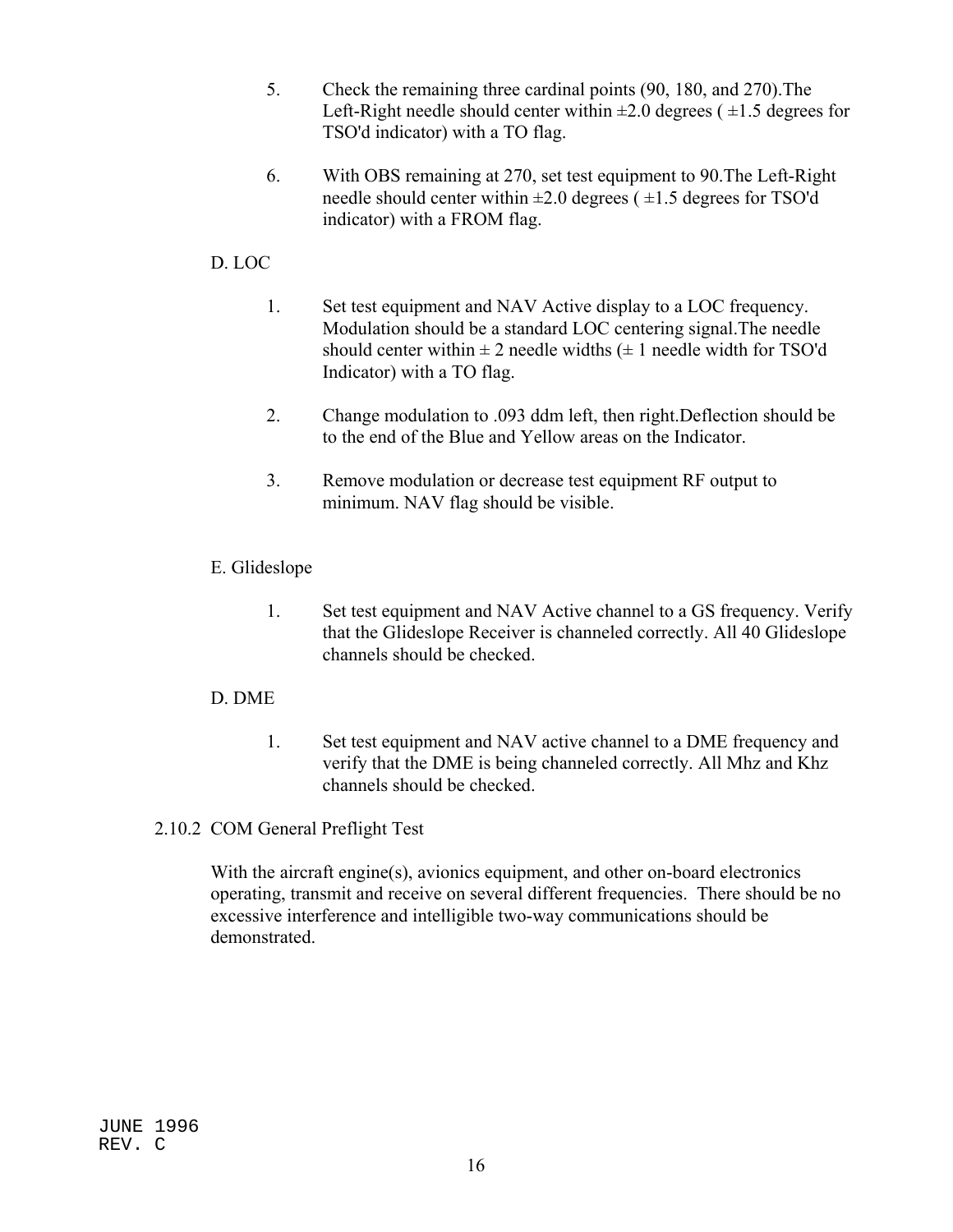5. Check the remaining three cardinal points (90, 180, and 270).The Left-Right needle should center within ±2.0 degrees ( ±1.5 degrees for TSO'd indicator) with a TO flag.

6. With OBS remaining at 270, set test equipment to 90.The Left-Right needle should center within ±2.0 degrees ( ±1.5 degrees for TSO'd indicator) with a FROM flag.

D. LOC

1. Set test equipment and NAV Active display to a LOC frequency. Modulation should be a standard LOC centering signal.The needle should center within ± 2 needle widths (± 1 needle width for TSO'd Indicator) with a TO flag.

2. Change modulation to .093 ddm left, then right.Deflection should be to the end of the Blue and Yellow areas on the Indicator.

3. Remove modulation or decrease test equipment RF output to minimum. NAV flag should be visible.

E. Glideslope

1. Set test equipment and NAV Active channel to a GS frequency. Verify that the Glideslope Receiver is channeled correctly. All 40 Glideslope channels should be checked.

D. DME

1. Set test equipment and NAV active channel to a DME frequency and verify that the DME is being channeled correctly. All Mhz and Khz channels should be checked.

2.10.2 COM General Preflight Test

With the aircraft engine(s), avionics equipment, and other on-board electronics operating, transmit and receive on several different frequencies. There should be no excessive interference and intelligible two-way communications should be demonstrated.

JUNE 1996
REV. C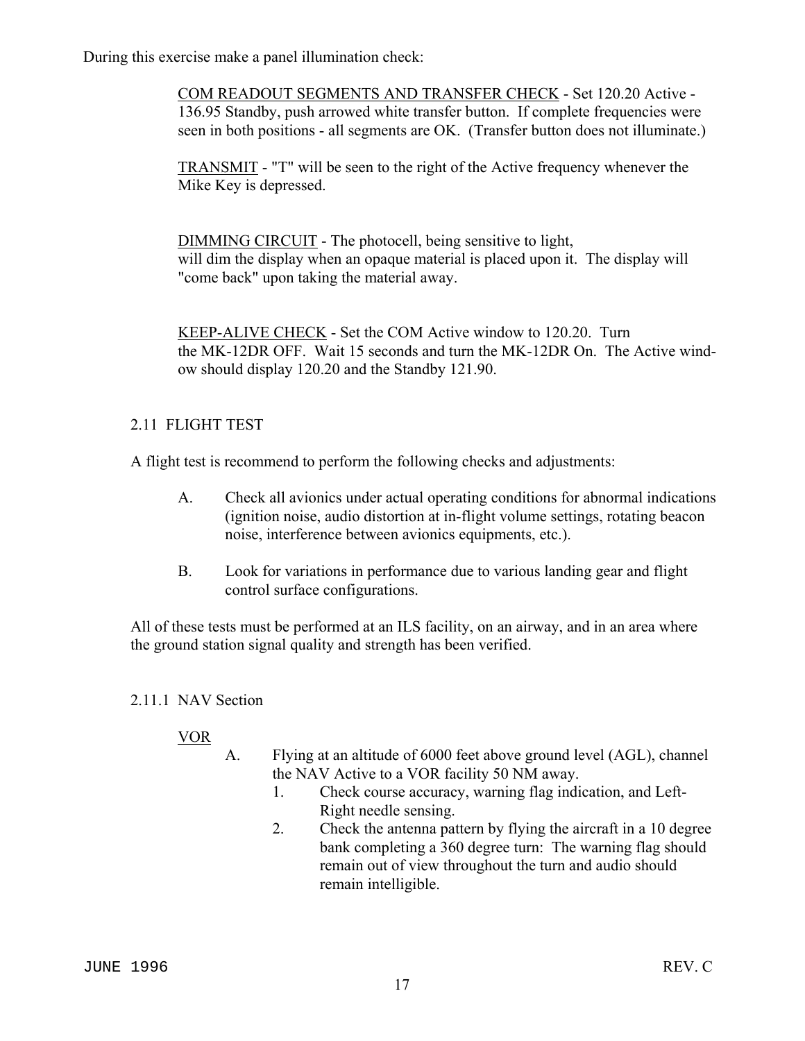During this exercise make a panel illumination check:

COM READOUT SEGMENTS AND TRANSFER CHECK - Set 120.20 Active - 136.95 Standby, push arrowed white transfer button. If complete frequencies were seen in both positions - all segments are OK. (Transfer button does not illuminate.)

TRANSMIT - "T" will be seen to the right of the Active frequency whenever the Mike Key is depressed.

DIMMING CIRCUIT - The photocell, being sensitive to light, will dim the display when an opaque material is placed upon it. The display will "come back" upon taking the material away.

KEEP-ALIVE CHECK - Set the COM Active window to 120.20. Turn the MK-12DR OFF. Wait 15 seconds and turn the MK-12DR On. The Active window should display 120.20 and the Standby 121.90.

## 2.11 FLIGHT TEST

A flight test is recommend to perform the following checks and adjustments:

A. Check all avionics under actual operating conditions for abnormal indications (ignition noise, audio distortion at in-flight volume settings, rotating beacon noise, interference between avionics equipments, etc.).

B. Look for variations in performance due to various landing gear and flight control surface configurations.

All of these tests must be performed at an ILS facility, on an airway, and in an area where the ground station signal quality and strength has been verified.

### 2.11.1 NAV Section

VOR

A. Flying at an altitude of 6000 feet above ground level (AGL), channel the NAV Active to a VOR facility 50 NM away.
   1. Check course accuracy, warning flag indication, and Left-Right needle sensing.
   2. Check the antenna pattern by flying the aircraft in a 10 degree bank completing a 360 degree turn: The warning flag should remain out of view throughout the turn and audio should remain intelligible.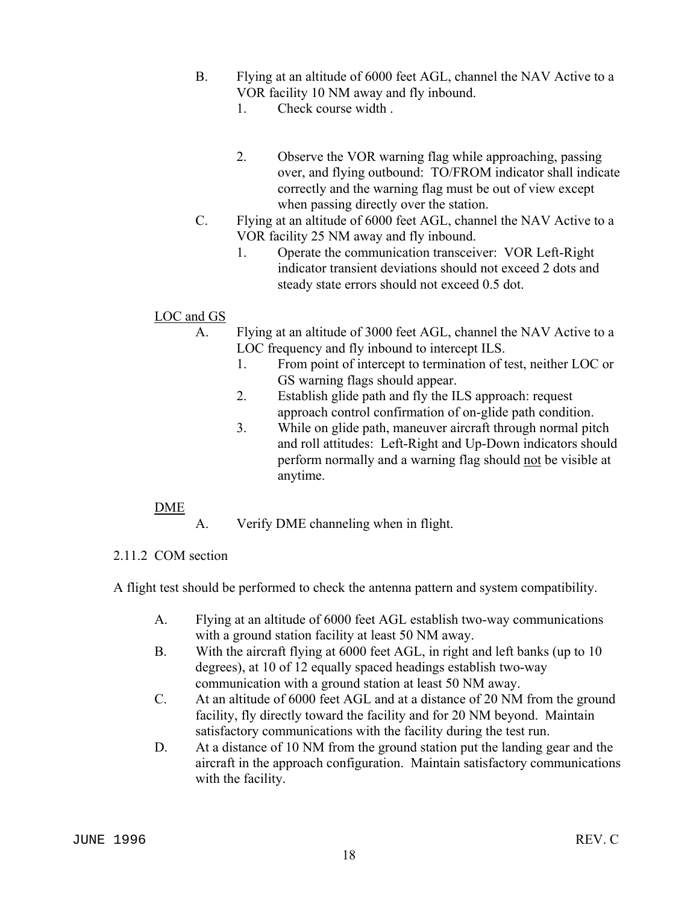B. Flying at an altitude of 6000 feet AGL, channel the NAV Active to a VOR facility 10 NM away and fly inbound.
   1. Check course width .

   2. Observe the VOR warning flag while approaching, passing over, and flying outbound: TO/FROM indicator shall indicate correctly and the warning flag must be out of view except when passing directly over the station.

C. Flying at an altitude of 6000 feet AGL, channel the NAV Active to a VOR facility 25 NM away and fly inbound.
   1. Operate the communication transceiver: VOR Left-Right indicator transient deviations should not exceed 2 dots and steady state errors should not exceed 0.5 dot.

<u>LOC and GS</u>

A. Flying at an altitude of 3000 feet AGL, channel the NAV Active to a LOC frequency and fly inbound to intercept ILS.
   1. From point of intercept to termination of test, neither LOC or GS warning flags should appear.
   2. Establish glide path and fly the ILS approach: request approach control confirmation of on-glide path condition.
   3. While on glide path, maneuver aircraft through normal pitch and roll attitudes: Left-Right and Up-Down indicators should perform normally and a warning flag should <u>not</u> be visible at anytime.

<u>DME</u>

A. Verify DME channeling when in flight.

2.11.2 COM section

A flight test should be performed to check the antenna pattern and system compatibility.

A. Flying at an altitude of 6000 feet AGL establish two-way communications with a ground station facility at least 50 NM away.
B. With the aircraft flying at 6000 feet AGL, in right and left banks (up to 10 degrees), at 10 of 12 equally spaced headings establish two-way communication with a ground station at least 50 NM away.
C. At an altitude of 6000 feet AGL and at a distance of 20 NM from the ground facility, fly directly toward the facility and for 20 NM beyond. Maintain satisfactory communications with the facility during the test run.
D. At a distance of 10 NM from the ground station put the landing gear and the aircraft in the approach configuration. Maintain satisfactory communications with the facility.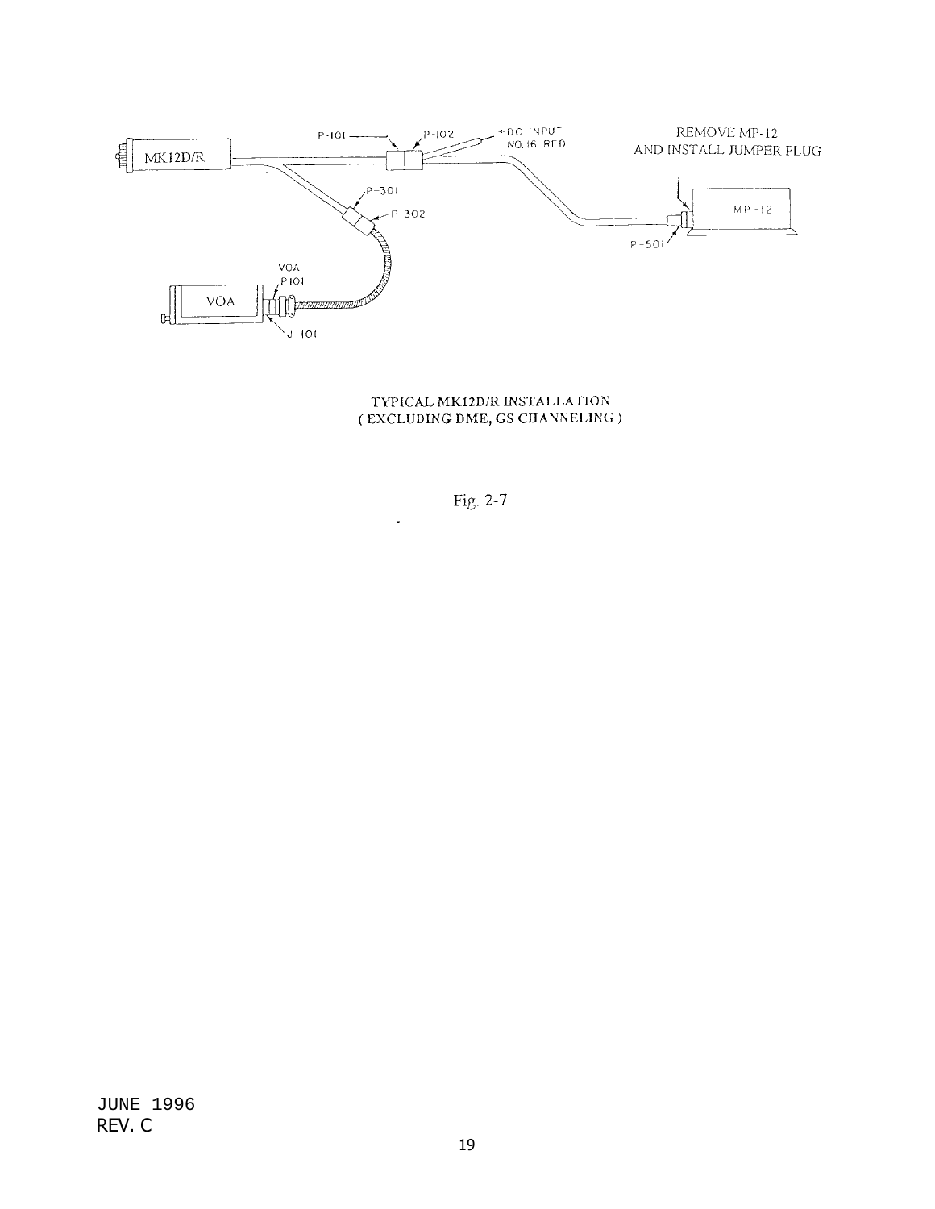MK12D/R

P-101

P-102

+DC INPUT
NO.16 RED

REMOVE MP-12
AND INSTALL JUMPER PLUG

P-301

P-302

MP-12

P-501

VOA
P101

VOA

J-101

TYPICAL MK12D/R INSTALLATION
( EXCLUDING DME, GS CHANNELING )

Fig. 2-7

JUNE 1996
REV. C